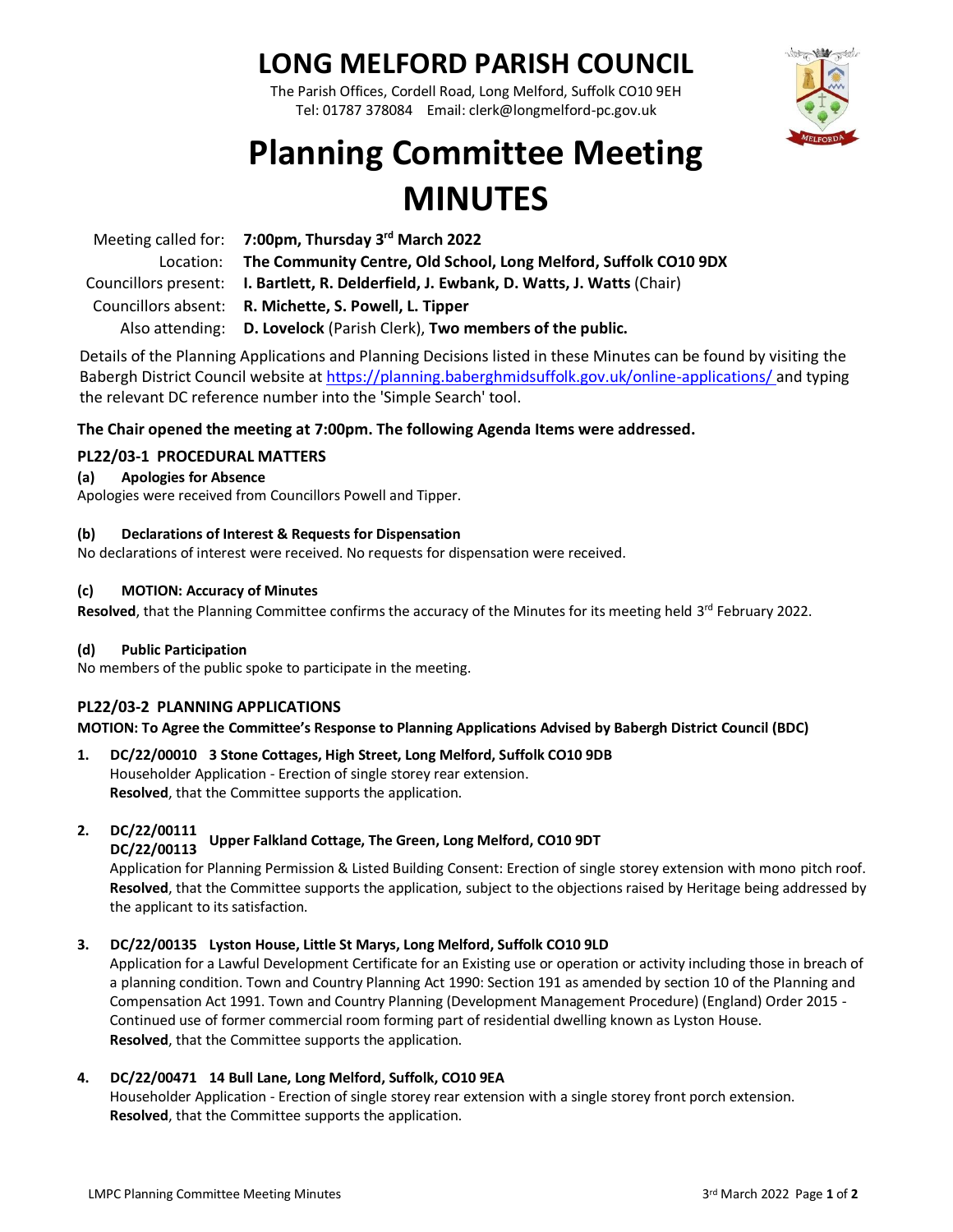# LONG MELFORD PARISH COUNCIL

The Parish Offices, Cordell Road, Long Melford, Suffolk CO10 9EH
Tel: 01787 378084 Email: clerk@longmelford-pc.gov.uk

# Planning Committee Meeting MINUTES

| | |
|---|---|
| Meeting called for: | **7:00pm, Thursday 3rd March 2022** |
| Location: | **The Community Centre, Old School, Long Melford, Suffolk CO10 9DX** |
| Councillors present: | **I. Bartlett, R. Delderfield, J. Ewbank, D. Watts, J. Watts** (Chair) |
| Councillors absent: | **R. Michette, S. Powell, L. Tipper** |
| Also attending: | **D. Lovelock** (Parish Clerk), **Two members of the public.** |

Details of the Planning Applications and Planning Decisions listed in these Minutes can be found by visiting the Babergh District Council website at https://planning.baberghmidsuffolk.gov.uk/online-applications/ and typing the relevant DC reference number into the 'Simple Search' tool.

**The Chair opened the meeting at 7:00pm. The following Agenda Items were addressed.**

## PL22/03-1 PROCEDURAL MATTERS

### (a) Apologies for Absence

Apologies were received from Councillors Powell and Tipper.

### (b) Declarations of Interest & Requests for Dispensation

No declarations of interest were received. No requests for dispensation were received.

### (c) MOTION: Accuracy of Minutes

**Resolved**, that the Planning Committee confirms the accuracy of the Minutes for its meeting held 3rd February 2022.

### (d) Public Participation

No members of the public spoke to participate in the meeting.

## PL22/03-2 PLANNING APPLICATIONS

**MOTION: To Agree the Committee's Response to Planning Applications Advised by Babergh District Council (BDC)**

1. **DC/22/00010 3 Stone Cottages, High Street, Long Melford, Suffolk CO10 9DB**
   Householder Application - Erection of single storey rear extension.
   **Resolved**, that the Committee supports the application.

2. **DC/22/00111 DC/22/00113 Upper Falkland Cottage, The Green, Long Melford, CO10 9DT**
   Application for Planning Permission & Listed Building Consent: Erection of single storey extension with mono pitch roof.
   **Resolved**, that the Committee supports the application, subject to the objections raised by Heritage being addressed by the applicant to its satisfaction.

3. **DC/22/00135 Lyston House, Little St Marys, Long Melford, Suffolk CO10 9LD**
   Application for a Lawful Development Certificate for an Existing use or operation or activity including those in breach of a planning condition. Town and Country Planning Act 1990: Section 191 as amended by section 10 of the Planning and Compensation Act 1991. Town and Country Planning (Development Management Procedure) (England) Order 2015 - Continued use of former commercial room forming part of residential dwelling known as Lyston House.
   **Resolved**, that the Committee supports the application.

4. **DC/22/00471 14 Bull Lane, Long Melford, Suffolk, CO10 9EA**
   Householder Application - Erection of single storey rear extension with a single storey front porch extension.
   **Resolved**, that the Committee supports the application.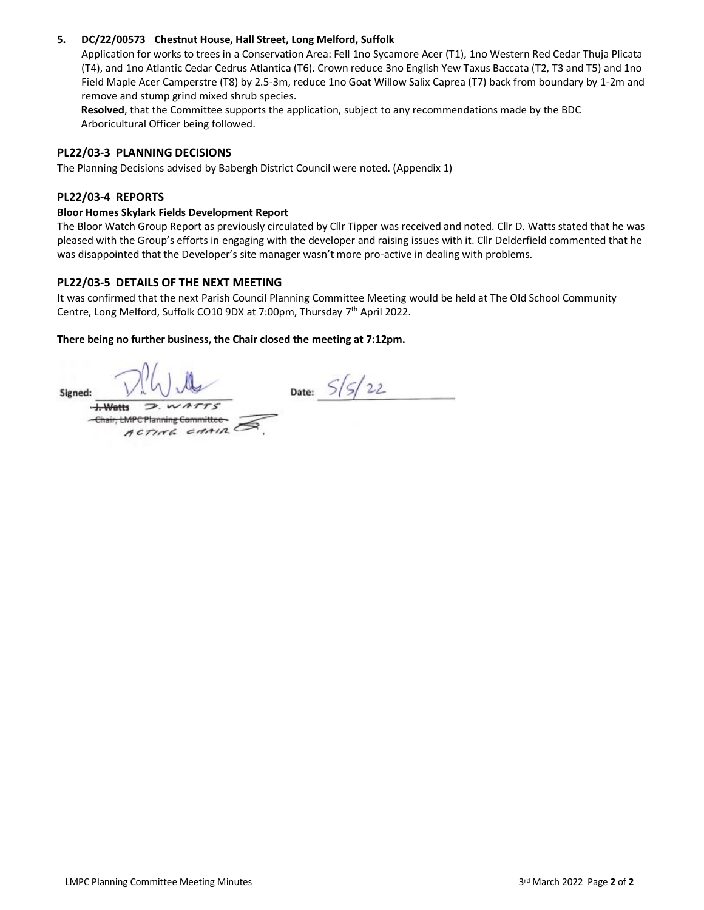**5. DC/22/00573 Chestnut House, Hall Street, Long Melford, Suffolk**

Application for works to trees in a Conservation Area: Fell 1no Sycamore Acer (T1), 1no Western Red Cedar Thuja Plicata (T4), and 1no Atlantic Cedar Cedrus Atlantica (T6). Crown reduce 3no English Yew Taxus Baccata (T2, T3 and T5) and 1no Field Maple Acer Camperstre (T8) by 2.5-3m, reduce 1no Goat Willow Salix Caprea (T7) back from boundary by 1-2m and remove and stump grind mixed shrub species.

**Resolved**, that the Committee supports the application, subject to any recommendations made by the BDC Arboricultural Officer being followed.

## PL22/03-3 PLANNING DECISIONS

The Planning Decisions advised by Babergh District Council were noted. (Appendix 1)

## PL22/03-4 REPORTS

**Bloor Homes Skylark Fields Development Report**

The Bloor Watch Group Report as previously circulated by Cllr Tipper was received and noted. Cllr D. Watts stated that he was pleased with the Group's efforts in engaging with the developer and raising issues with it. Cllr Delderfield commented that he was disappointed that the Developer's site manager wasn't more pro-active in dealing with problems.

## PL22/03-5 DETAILS OF THE NEXT MEETING

It was confirmed that the next Parish Council Planning Committee Meeting would be held at The Old School Community Centre, Long Melford, Suffolk CO10 9DX at 7:00pm, Thursday 7th April 2022.

**There being no further business, the Chair closed the meeting at 7:12pm.**

Signed: [signature] Date: 5/5/22

~~J. Watts~~ D. WATTS
~~Chair, LMPC Planning Committee~~ ACTING CHAIR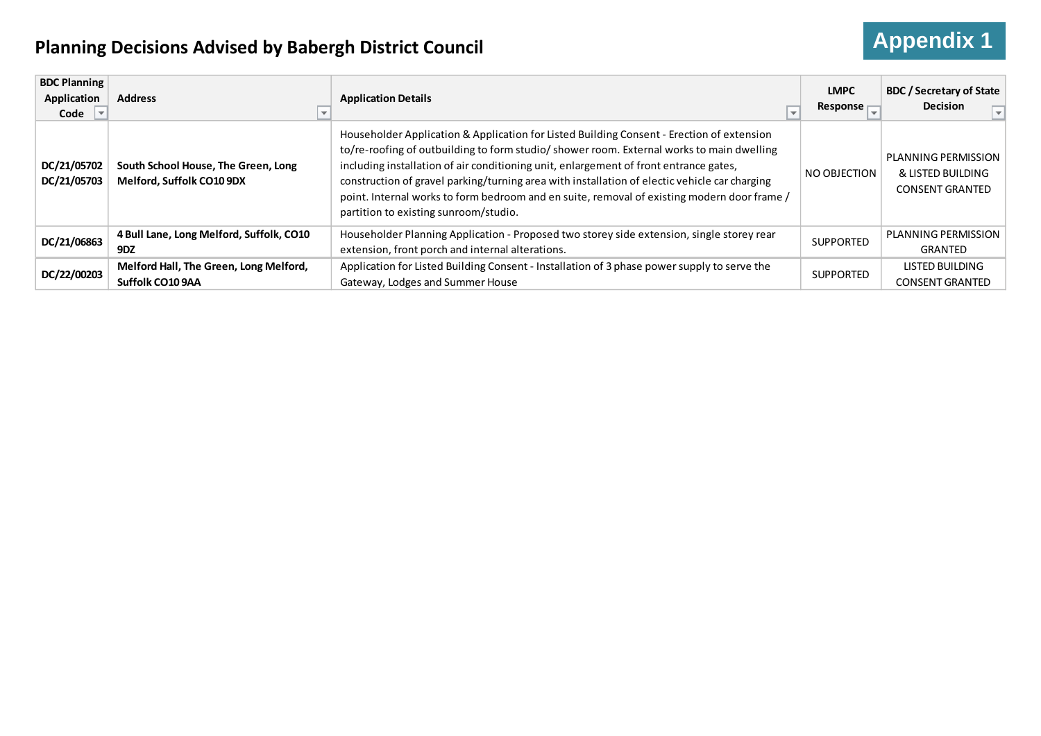# Planning Decisions Advised by Babergh District Council

**Appendix 1**

| BDC Planning Application Code | Address | Application Details | LMPC Response | BDC / Secretary of State Decision |
|---|---|---|---|---|
| **DC/21/05702 DC/21/05703** | **South School House, The Green, Long Melford, Suffolk CO10 9DX** | Householder Application & Application for Listed Building Consent - Erection of extension to/re-roofing of outbuilding to form studio/ shower room. External works to main dwelling including installation of air conditioning unit, enlargement of front entrance gates, construction of gravel parking/turning area with installation of electic vehicle car charging point. Internal works to form bedroom and en suite, removal of existing modern door frame / partition to existing sunroom/studio. | NO OBJECTION | PLANNING PERMISSION & LISTED BUILDING CONSENT GRANTED |
| **DC/21/06863** | **4 Bull Lane, Long Melford, Suffolk, CO10 9DZ** | Householder Planning Application - Proposed two storey side extension, single storey rear extension, front porch and internal alterations. | SUPPORTED | PLANNING PERMISSION GRANTED |
| **DC/22/00203** | **Melford Hall, The Green, Long Melford, Suffolk CO10 9AA** | Application for Listed Building Consent - Installation of 3 phase power supply to serve the Gateway, Lodges and Summer House | SUPPORTED | LISTED BUILDING CONSENT GRANTED |